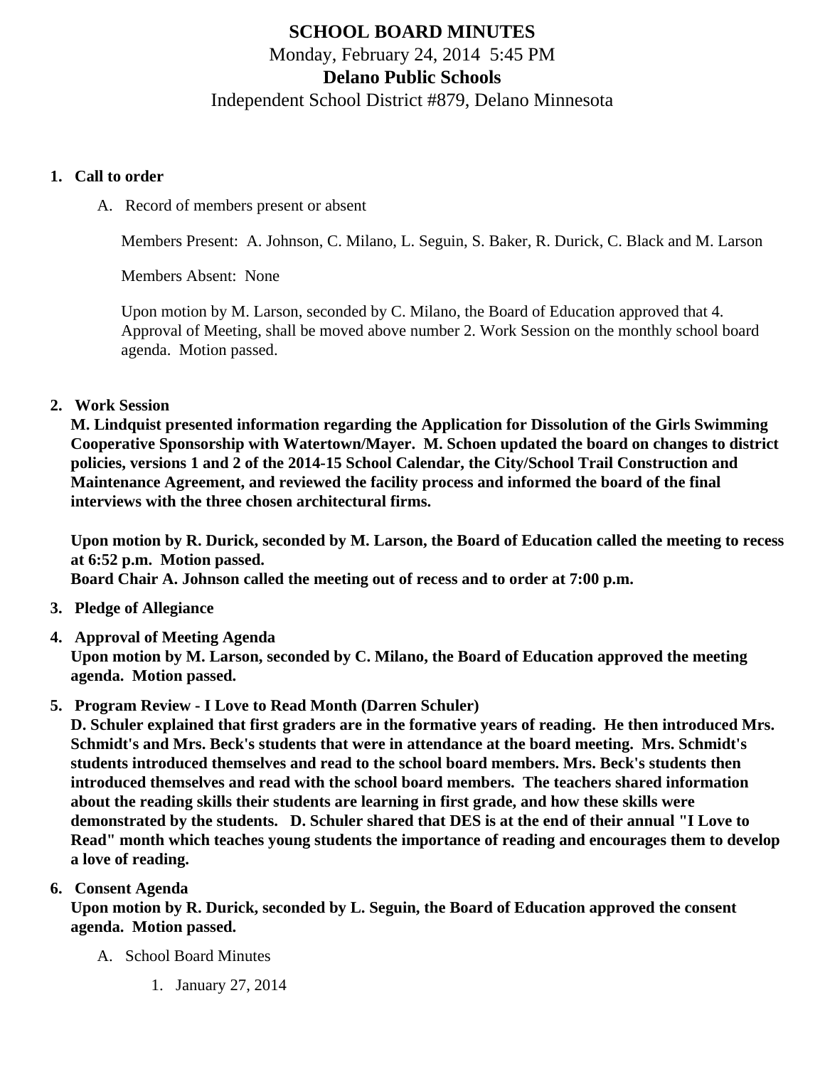# SCHOOL BOARD MINUTES

Monday, February 24, 2014 5:45 PM

**Delano Public Schools**

Independent School District #879, Delano Minnesota

1. **Call to order**

   A. Record of members present or absent

      Members Present: A. Johnson, C. Milano, L. Seguin, S. Baker, R. Durick, C. Black and M. Larson

      Members Absent: None

      Upon motion by M. Larson, seconded by C. Milano, the Board of Education approved that 4. Approval of Meeting, shall be moved above number 2. Work Session on the monthly school board agenda. Motion passed.

2. **Work Session**

   **M. Lindquist presented information regarding the Application for Dissolution of the Girls Swimming Cooperative Sponsorship with Watertown/Mayer. M. Schoen updated the board on changes to district policies, versions 1 and 2 of the 2014-15 School Calendar, the City/School Trail Construction and Maintenance Agreement, and reviewed the facility process and informed the board of the final interviews with the three chosen architectural firms.**

   **Upon motion by R. Durick, seconded by M. Larson, the Board of Education called the meeting to recess at 6:52 p.m. Motion passed.**

   **Board Chair A. Johnson called the meeting out of recess and to order at 7:00 p.m.**

3. **Pledge of Allegiance**

4. **Approval of Meeting Agenda**

   **Upon motion by M. Larson, seconded by C. Milano, the Board of Education approved the meeting agenda. Motion passed.**

5. **Program Review - I Love to Read Month (Darren Schuler)**

   **D. Schuler explained that first graders are in the formative years of reading. He then introduced Mrs. Schmidt's and Mrs. Beck's students that were in attendance at the board meeting. Mrs. Schmidt's students introduced themselves and read to the school board members. Mrs. Beck's students then introduced themselves and read with the school board members. The teachers shared information about the reading skills their students are learning in first grade, and how these skills were demonstrated by the students. D. Schuler shared that DES is at the end of their annual "I Love to Read" month which teaches young students the importance of reading and encourages them to develop a love of reading.**

6. **Consent Agenda**

   **Upon motion by R. Durick, seconded by L. Seguin, the Board of Education approved the consent agenda. Motion passed.**

   A. School Board Minutes

      1. January 27, 2014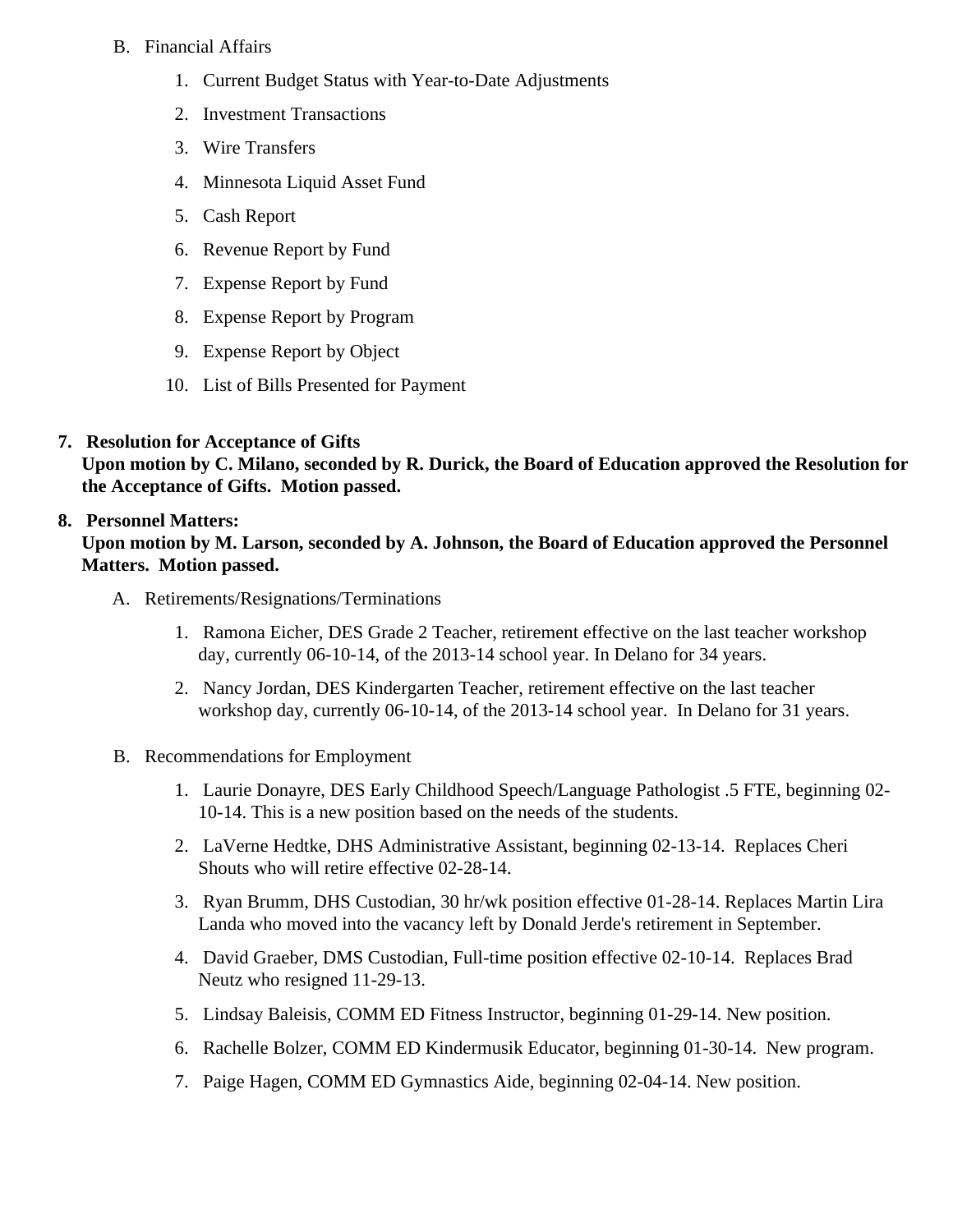B. Financial Affairs

1. Current Budget Status with Year-to-Date Adjustments
2. Investment Transactions
3. Wire Transfers
4. Minnesota Liquid Asset Fund
5. Cash Report
6. Revenue Report by Fund
7. Expense Report by Fund
8. Expense Report by Program
9. Expense Report by Object
10. List of Bills Presented for Payment

**7. Resolution for Acceptance of Gifts**
**Upon motion by C. Milano, seconded by R. Durick, the Board of Education approved the Resolution for the Acceptance of Gifts. Motion passed.**

**8. Personnel Matters:**
**Upon motion by M. Larson, seconded by A. Johnson, the Board of Education approved the Personnel Matters. Motion passed.**

A. Retirements/Resignations/Terminations

1. Ramona Eicher, DES Grade 2 Teacher, retirement effective on the last teacher workshop day, currently 06-10-14, of the 2013-14 school year. In Delano for 34 years.
2. Nancy Jordan, DES Kindergarten Teacher, retirement effective on the last teacher workshop day, currently 06-10-14, of the 2013-14 school year. In Delano for 31 years.

B. Recommendations for Employment

1. Laurie Donayre, DES Early Childhood Speech/Language Pathologist .5 FTE, beginning 02-10-14. This is a new position based on the needs of the students.
2. LaVerne Hedtke, DHS Administrative Assistant, beginning 02-13-14. Replaces Cheri Shouts who will retire effective 02-28-14.
3. Ryan Brumm, DHS Custodian, 30 hr/wk position effective 01-28-14. Replaces Martin Lira Landa who moved into the vacancy left by Donald Jerde's retirement in September.
4. David Graeber, DMS Custodian, Full-time position effective 02-10-14. Replaces Brad Neutz who resigned 11-29-13.
5. Lindsay Baleisis, COMM ED Fitness Instructor, beginning 01-29-14. New position.
6. Rachelle Bolzer, COMM ED Kindermusik Educator, beginning 01-30-14. New program.
7. Paige Hagen, COMM ED Gymnastics Aide, beginning 02-04-14. New position.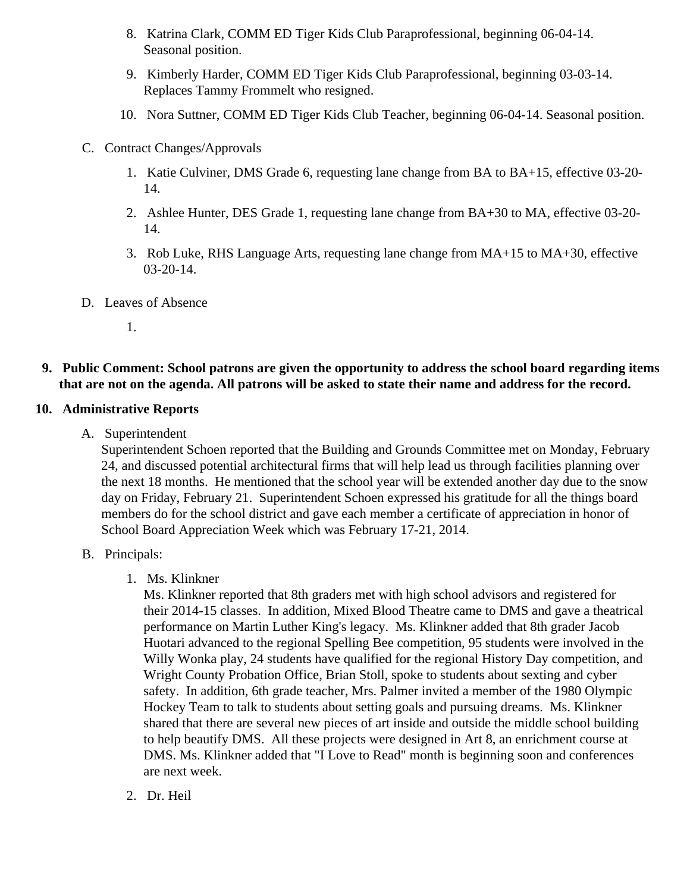8. Katrina Clark, COMM ED Tiger Kids Club Paraprofessional, beginning 06-04-14. Seasonal position.
9. Kimberly Harder, COMM ED Tiger Kids Club Paraprofessional, beginning 03-03-14. Replaces Tammy Frommelt who resigned.
10. Nora Suttner, COMM ED Tiger Kids Club Teacher, beginning 06-04-14. Seasonal position.

C. Contract Changes/Approvals

1. Katie Culviner, DMS Grade 6, requesting lane change from BA to BA+15, effective 03-20-14.
2. Ashlee Hunter, DES Grade 1, requesting lane change from BA+30 to MA, effective 03-20-14.
3. Rob Luke, RHS Language Arts, requesting lane change from MA+15 to MA+30, effective 03-20-14.

D. Leaves of Absence

1.

**9. Public Comment: School patrons are given the opportunity to address the school board regarding items that are not on the agenda. All patrons will be asked to state their name and address for the record.**

**10. Administrative Reports**

A. Superintendent

Superintendent Schoen reported that the Building and Grounds Committee met on Monday, February 24, and discussed potential architectural firms that will help lead us through facilities planning over the next 18 months. He mentioned that the school year will be extended another day due to the snow day on Friday, February 21. Superintendent Schoen expressed his gratitude for all the things board members do for the school district and gave each member a certificate of appreciation in honor of School Board Appreciation Week which was February 17-21, 2014.

B. Principals:

1. Ms. Klinkner

   Ms. Klinkner reported that 8th graders met with high school advisors and registered for their 2014-15 classes. In addition, Mixed Blood Theatre came to DMS and gave a theatrical performance on Martin Luther King's legacy. Ms. Klinkner added that 8th grader Jacob Huotari advanced to the regional Spelling Bee competition, 95 students were involved in the Willy Wonka play, 24 students have qualified for the regional History Day competition, and Wright County Probation Office, Brian Stoll, spoke to students about sexting and cyber safety. In addition, 6th grade teacher, Mrs. Palmer invited a member of the 1980 Olympic Hockey Team to talk to students about setting goals and pursuing dreams. Ms. Klinkner shared that there are several new pieces of art inside and outside the middle school building to help beautify DMS. All these projects were designed in Art 8, an enrichment course at DMS. Ms. Klinkner added that "I Love to Read" month is beginning soon and conferences are next week.

2. Dr. Heil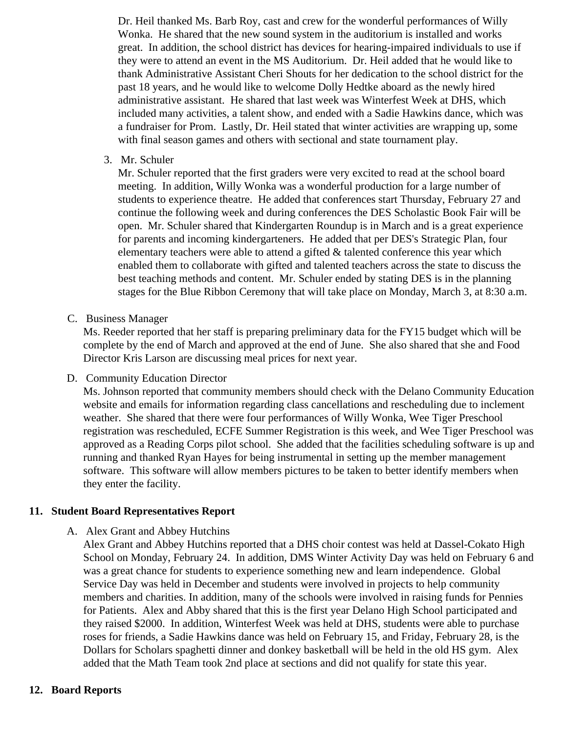Dr. Heil thanked Ms. Barb Roy, cast and crew for the wonderful performances of Willy Wonka. He shared that the new sound system in the auditorium is installed and works great. In addition, the school district has devices for hearing-impaired individuals to use if they were to attend an event in the MS Auditorium. Dr. Heil added that he would like to thank Administrative Assistant Cheri Shouts for her dedication to the school district for the past 18 years, and he would like to welcome Dolly Hedtke aboard as the newly hired administrative assistant. He shared that last week was Winterfest Week at DHS, which included many activities, a talent show, and ended with a Sadie Hawkins dance, which was a fundraiser for Prom. Lastly, Dr. Heil stated that winter activities are wrapping up, some with final season games and others with sectional and state tournament play.

3. Mr. Schuler

Mr. Schuler reported that the first graders were very excited to read at the school board meeting. In addition, Willy Wonka was a wonderful production for a large number of students to experience theatre. He added that conferences start Thursday, February 27 and continue the following week and during conferences the DES Scholastic Book Fair will be open. Mr. Schuler shared that Kindergarten Roundup is in March and is a great experience for parents and incoming kindergarteners. He added that per DES's Strategic Plan, four elementary teachers were able to attend a gifted & talented conference this year which enabled them to collaborate with gifted and talented teachers across the state to discuss the best teaching methods and content. Mr. Schuler ended by stating DES is in the planning stages for the Blue Ribbon Ceremony that will take place on Monday, March 3, at 8:30 a.m.

C. Business Manager

Ms. Reeder reported that her staff is preparing preliminary data for the FY15 budget which will be complete by the end of March and approved at the end of June. She also shared that she and Food Director Kris Larson are discussing meal prices for next year.

D. Community Education Director

Ms. Johnson reported that community members should check with the Delano Community Education website and emails for information regarding class cancellations and rescheduling due to inclement weather. She shared that there were four performances of Willy Wonka, Wee Tiger Preschool registration was rescheduled, ECFE Summer Registration is this week, and Wee Tiger Preschool was approved as a Reading Corps pilot school. She added that the facilities scheduling software is up and running and thanked Ryan Hayes for being instrumental in setting up the member management software. This software will allow members pictures to be taken to better identify members when they enter the facility.

## 11. Student Board Representatives Report

A. Alex Grant and Abbey Hutchins

Alex Grant and Abbey Hutchins reported that a DHS choir contest was held at Dassel-Cokato High School on Monday, February 24. In addition, DMS Winter Activity Day was held on February 6 and was a great chance for students to experience something new and learn independence. Global Service Day was held in December and students were involved in projects to help community members and charities. In addition, many of the schools were involved in raising funds for Pennies for Patients. Alex and Abby shared that this is the first year Delano High School participated and they raised $2000. In addition, Winterfest Week was held at DHS, students were able to purchase roses for friends, a Sadie Hawkins dance was held on February 15, and Friday, February 28, is the Dollars for Scholars spaghetti dinner and donkey basketball will be held in the old HS gym. Alex added that the Math Team took 2nd place at sections and did not qualify for state this year.

## 12. Board Reports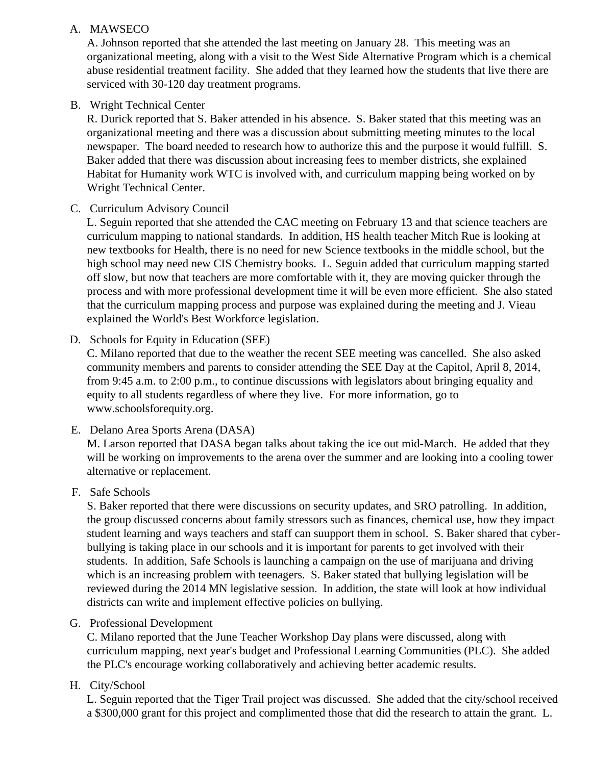A. MAWSECO

A. Johnson reported that she attended the last meeting on January 28. This meeting was an organizational meeting, along with a visit to the West Side Alternative Program which is a chemical abuse residential treatment facility. She added that they learned how the students that live there are serviced with 30-120 day treatment programs.

B. Wright Technical Center

R. Durick reported that S. Baker attended in his absence. S. Baker stated that this meeting was an organizational meeting and there was a discussion about submitting meeting minutes to the local newspaper. The board needed to research how to authorize this and the purpose it would fulfill. S. Baker added that there was discussion about increasing fees to member districts, she explained Habitat for Humanity work WTC is involved with, and curriculum mapping being worked on by Wright Technical Center.

C. Curriculum Advisory Council

L. Seguin reported that she attended the CAC meeting on February 13 and that science teachers are curriculum mapping to national standards. In addition, HS health teacher Mitch Rue is looking at new textbooks for Health, there is no need for new Science textbooks in the middle school, but the high school may need new CIS Chemistry books. L. Seguin added that curriculum mapping started off slow, but now that teachers are more comfortable with it, they are moving quicker through the process and with more professional development time it will be even more efficient. She also stated that the curriculum mapping process and purpose was explained during the meeting and J. Vieau explained the World's Best Workforce legislation.

D. Schools for Equity in Education (SEE)

C. Milano reported that due to the weather the recent SEE meeting was cancelled. She also asked community members and parents to consider attending the SEE Day at the Capitol, April 8, 2014, from 9:45 a.m. to 2:00 p.m., to continue discussions with legislators about bringing equality and equity to all students regardless of where they live. For more information, go to www.schoolsforequity.org.

E. Delano Area Sports Arena (DASA)

M. Larson reported that DASA began talks about taking the ice out mid-March. He added that they will be working on improvements to the arena over the summer and are looking into a cooling tower alternative or replacement.

F. Safe Schools

S. Baker reported that there were discussions on security updates, and SRO patrolling. In addition, the group discussed concerns about family stressors such as finances, chemical use, how they impact student learning and ways teachers and staff can suupport them in school. S. Baker shared that cyber-bullying is taking place in our schools and it is important for parents to get involved with their students. In addition, Safe Schools is launching a campaign on the use of marijuana and driving which is an increasing problem with teenagers. S. Baker stated that bullying legislation will be reviewed during the 2014 MN legislative session. In addition, the state will look at how individual districts can write and implement effective policies on bullying.

G. Professional Development

C. Milano reported that the June Teacher Workshop Day plans were discussed, along with curriculum mapping, next year's budget and Professional Learning Communities (PLC). She added the PLC's encourage working collaboratively and achieving better academic results.

H. City/School

L. Seguin reported that the Tiger Trail project was discussed. She added that the city/school received a $300,000 grant for this project and complimented those that did the research to attain the grant. L.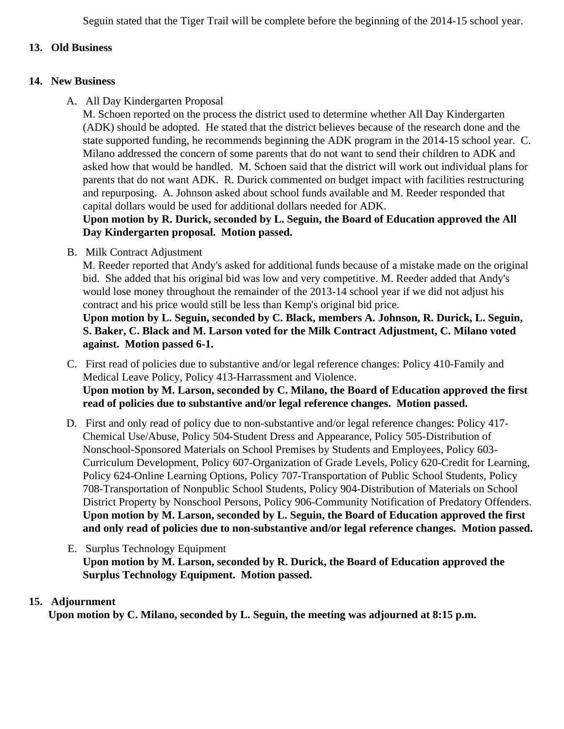Seguin stated that the Tiger Trail will be complete before the beginning of the 2014-15 school year.

## 13. Old Business

## 14. New Business

A. All Day Kindergarten Proposal

M. Schoen reported on the process the district used to determine whether All Day Kindergarten (ADK) should be adopted. He stated that the district believes because of the research done and the state supported funding, he recommends beginning the ADK program in the 2014-15 school year. C. Milano addressed the concern of some parents that do not want to send their children to ADK and asked how that would be handled. M. Schoen said that the district will work out individual plans for parents that do not want ADK. R. Durick commented on budget impact with facilities restructuring and repurposing. A. Johnson asked about school funds available and M. Reeder responded that capital dollars would be used for additional dollars needed for ADK.

**Upon motion by R. Durick, seconded by L. Seguin, the Board of Education approved the All Day Kindergarten proposal. Motion passed.**

B. Milk Contract Adjustment

M. Reeder reported that Andy's asked for additional funds because of a mistake made on the original bid. She added that his original bid was low and very competitive. M. Reeder added that Andy's would lose money throughout the remainder of the 2013-14 school year if we did not adjust his contract and his price would still be less than Kemp's original bid price.

**Upon motion by L. Seguin, seconded by C. Black, members A. Johnson, R. Durick, L. Seguin, S. Baker, C. Black and M. Larson voted for the Milk Contract Adjustment, C. Milano voted against. Motion passed 6-1.**

C. First read of policies due to substantive and/or legal reference changes: Policy 410-Family and Medical Leave Policy, Policy 413-Harrassment and Violence.

**Upon motion by M. Larson, seconded by C. Milano, the Board of Education approved the first read of policies due to substantive and/or legal reference changes. Motion passed.**

D. First and only read of policy due to non-substantive and/or legal reference changes: Policy 417-Chemical Use/Abuse, Policy 504-Student Dress and Appearance, Policy 505-Distribution of Nonschool-Sponsored Materials on School Premises by Students and Employees, Policy 603-Curriculum Development, Policy 607-Organization of Grade Levels, Policy 620-Credit for Learning, Policy 624-Online Learning Options, Policy 707-Transportation of Public School Students, Policy 708-Transportation of Nonpublic School Students, Policy 904-Distribution of Materials on School District Property by Nonschool Persons, Policy 906-Community Notification of Predatory Offenders.

**Upon motion by M. Larson, seconded by L. Seguin, the Board of Education approved the first and only read of policies due to non-substantive and/or legal reference changes. Motion passed.**

E. Surplus Technology Equipment

**Upon motion by M. Larson, seconded by R. Durick, the Board of Education approved the Surplus Technology Equipment. Motion passed.**

## 15. Adjournment

**Upon motion by C. Milano, seconded by L. Seguin, the meeting was adjourned at 8:15 p.m.**